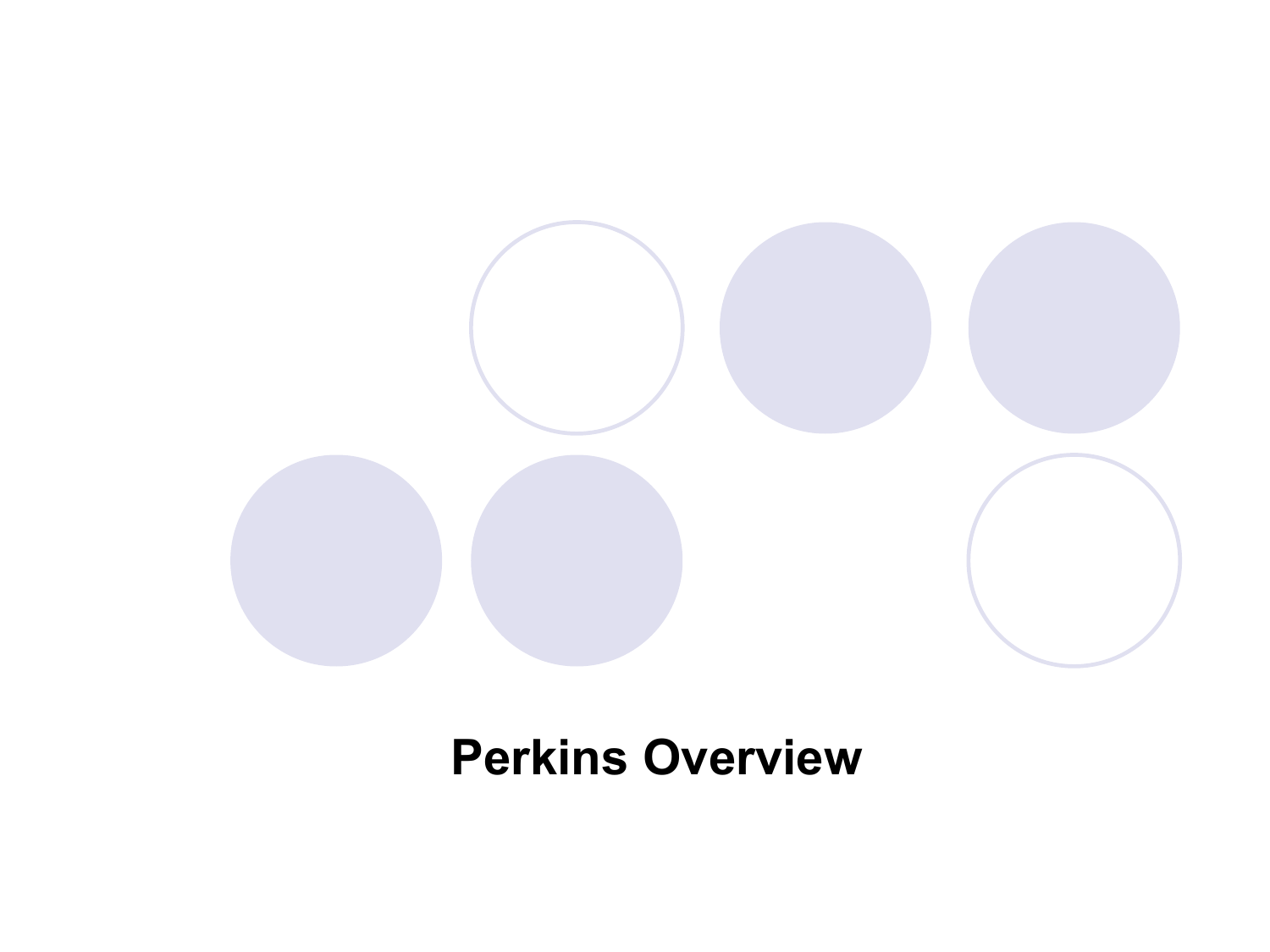# Perkins Overview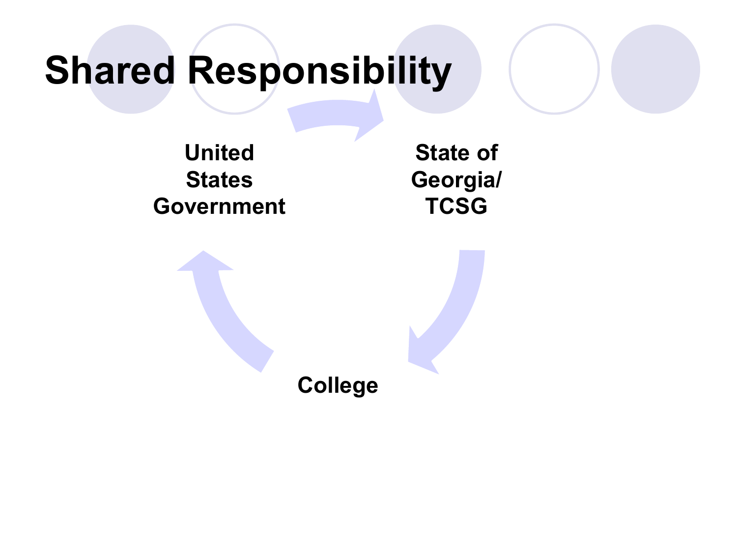# Shared Responsibility

United States Government

State of Georgia/ TCSG

College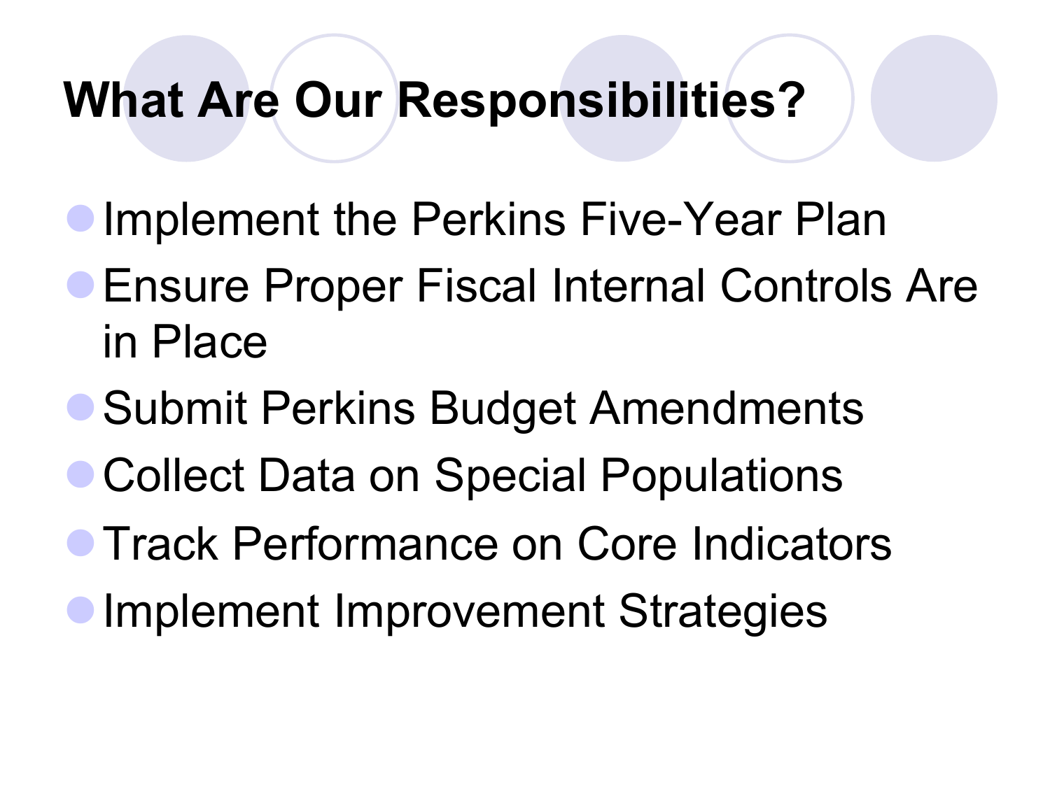# What Are Our Responsibilities?

- Implement the Perkins Five-Year Plan
- Ensure Proper Fiscal Internal Controls Are in Place
- Submit Perkins Budget Amendments
- Collect Data on Special Populations
- Track Performance on Core Indicators
- Implement Improvement Strategies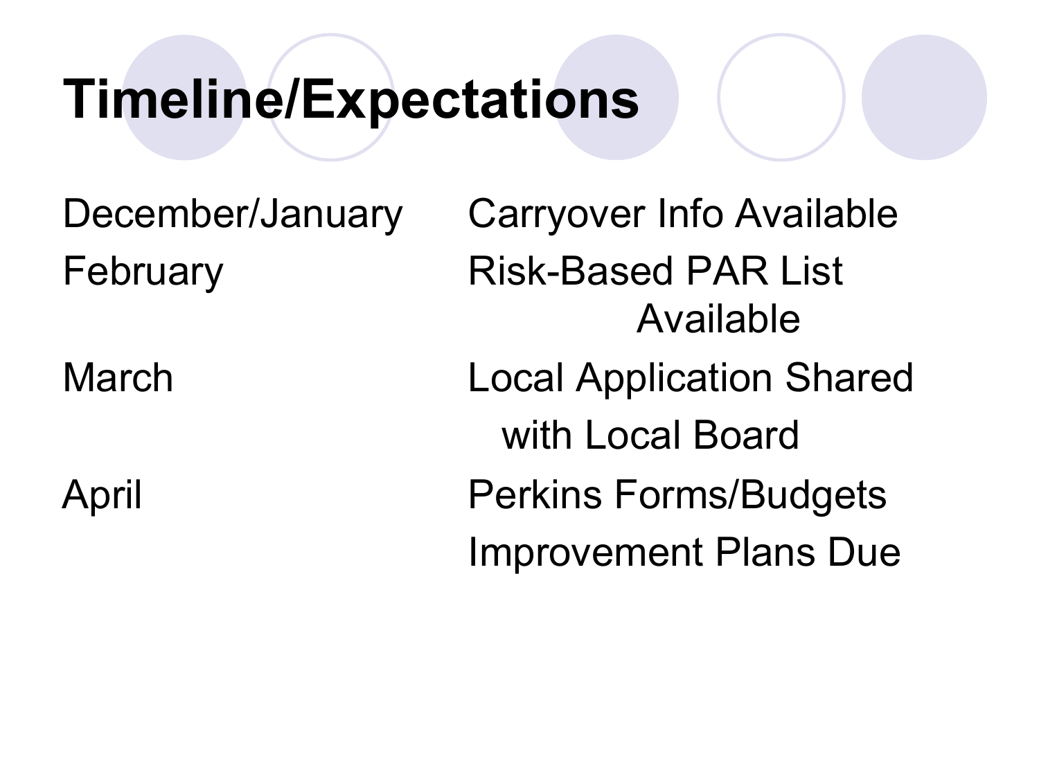# Timeline/Expectations

| | |
|---|---|
| December/January | Carryover Info Available |
| February | Risk-Based PAR List Available |
| March | Local Application Shared with Local Board |
| April | Perkins Forms/Budgets |
| | Improvement Plans Due |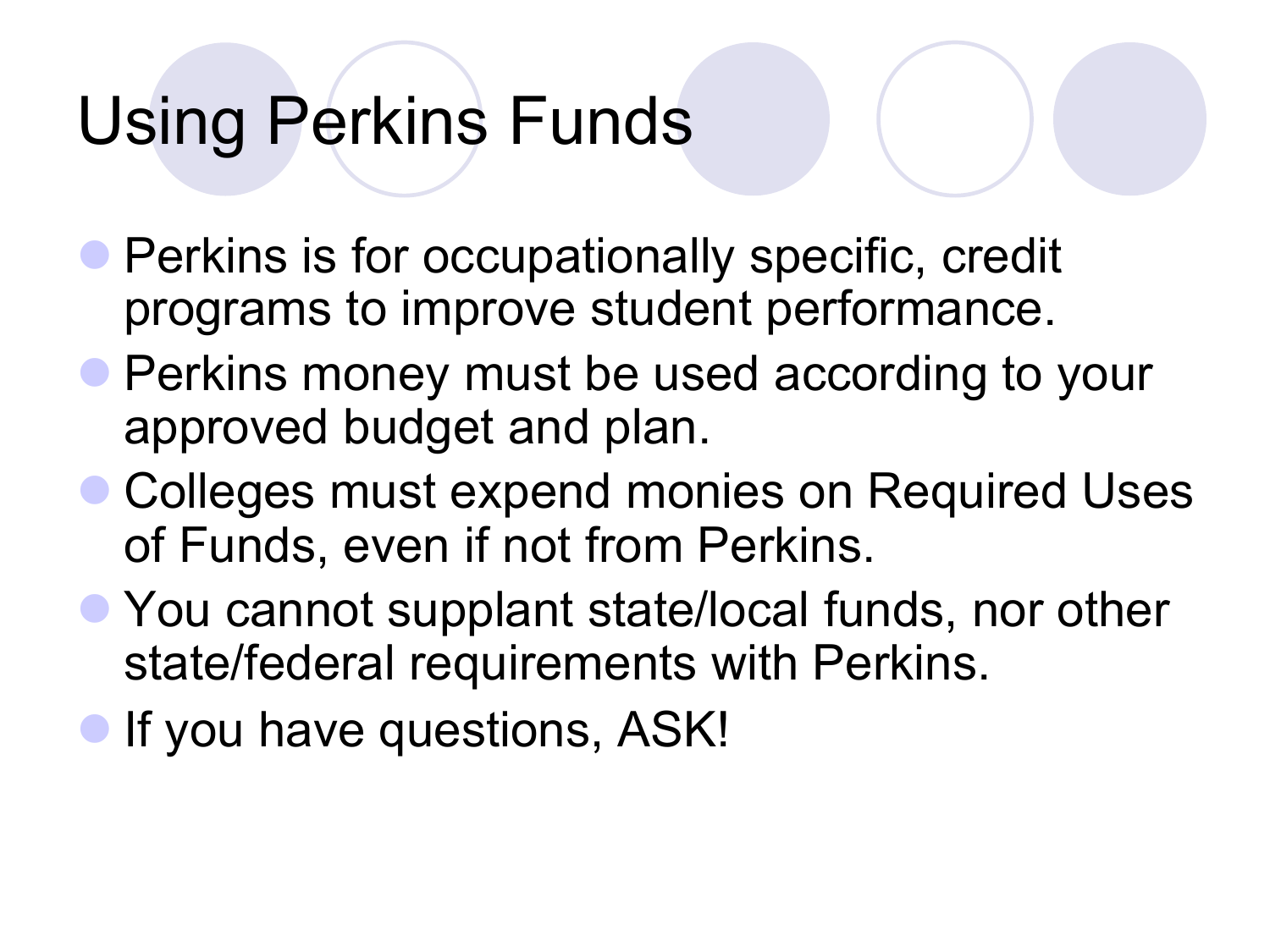# Using Perkins Funds

- Perkins is for occupationally specific, credit programs to improve student performance.
- Perkins money must be used according to your approved budget and plan.
- Colleges must expend monies on Required Uses of Funds, even if not from Perkins.
- You cannot supplant state/local funds, nor other state/federal requirements with Perkins.
- If you have questions, ASK!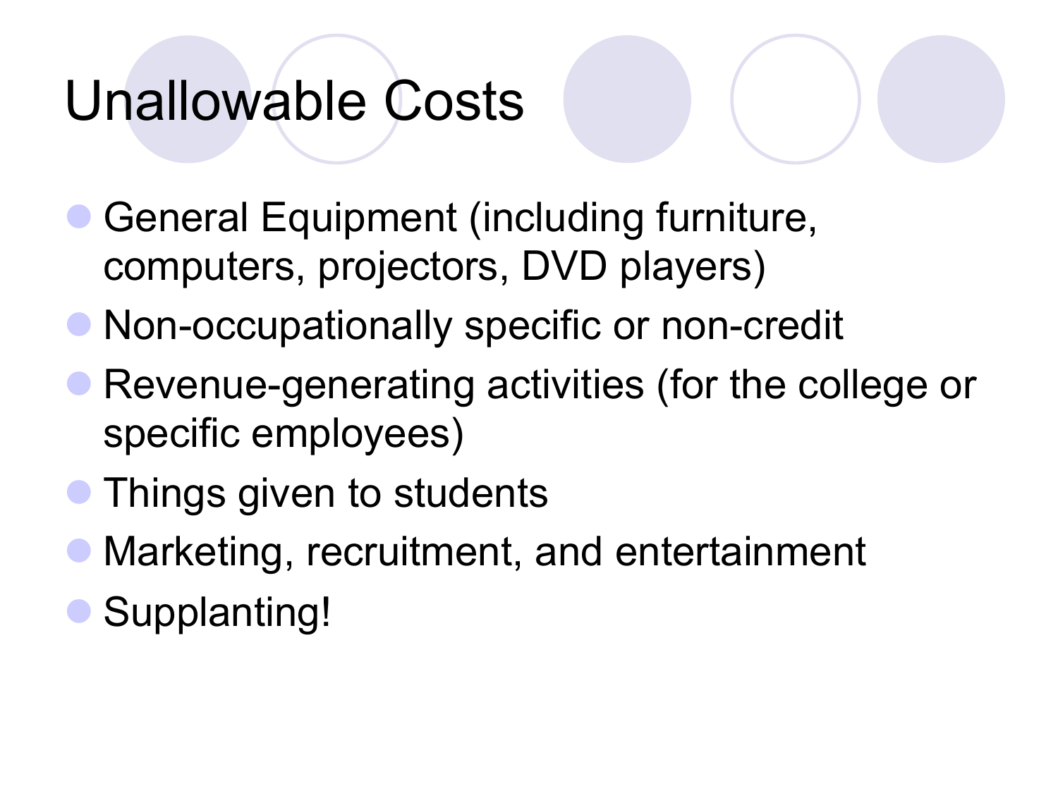# Unallowable Costs

- General Equipment (including furniture, computers, projectors, DVD players)
- Non-occupationally specific or non-credit
- Revenue-generating activities (for the college or specific employees)
- Things given to students
- Marketing, recruitment, and entertainment
- Supplanting!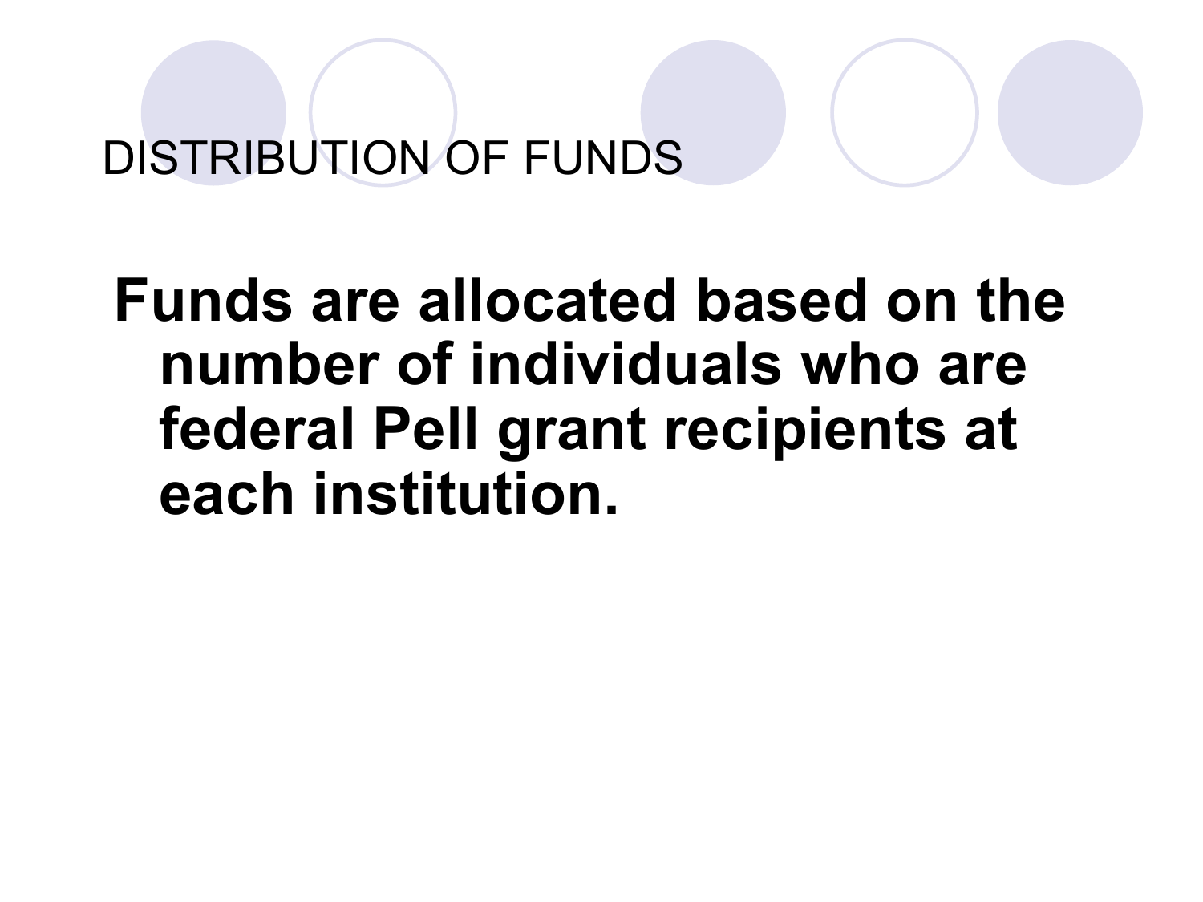# DISTRIBUTION OF FUNDS

**Funds are allocated based on the number of individuals who are federal Pell grant recipients at each institution.**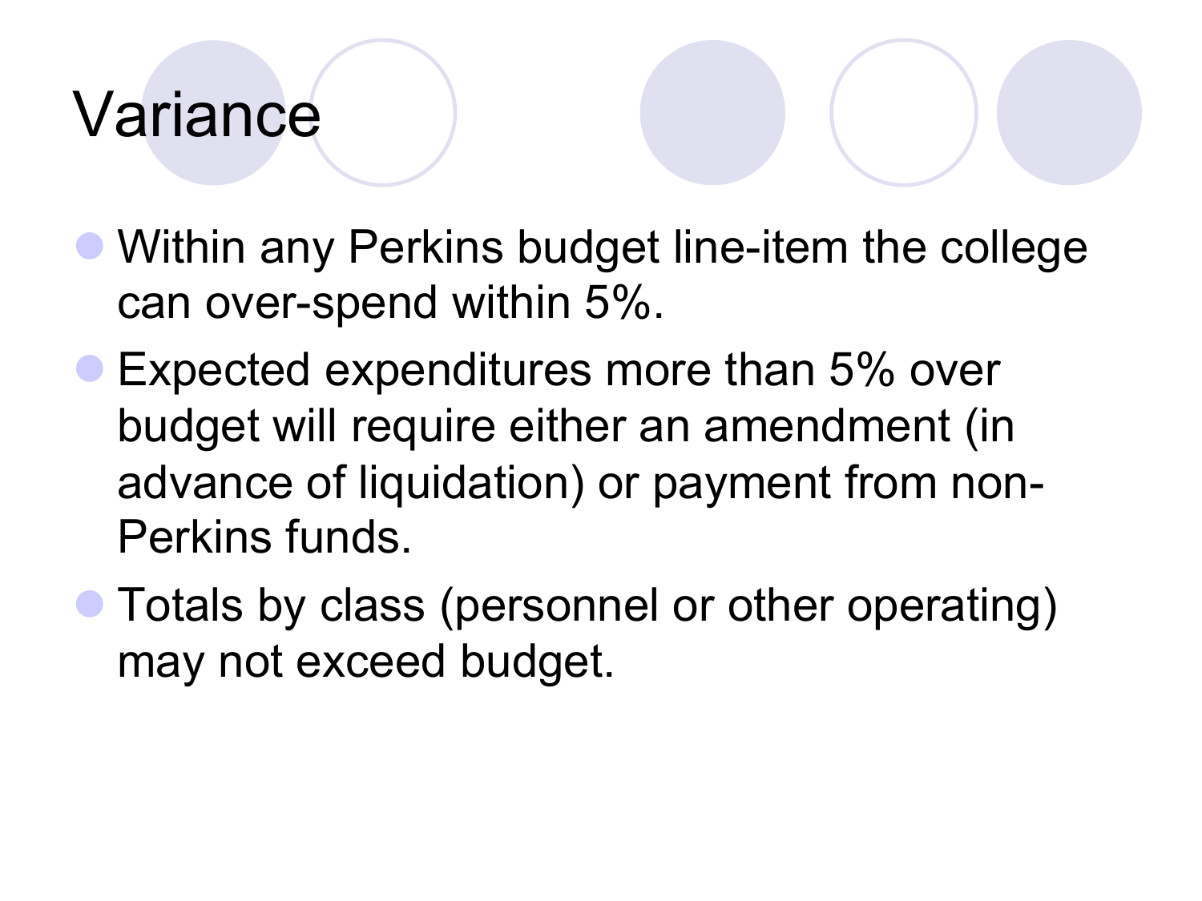# Variance

- Within any Perkins budget line-item the college can over-spend within 5%.
- Expected expenditures more than 5% over budget will require either an amendment (in advance of liquidation) or payment from non-Perkins funds.
- Totals by class (personnel or other operating) may not exceed budget.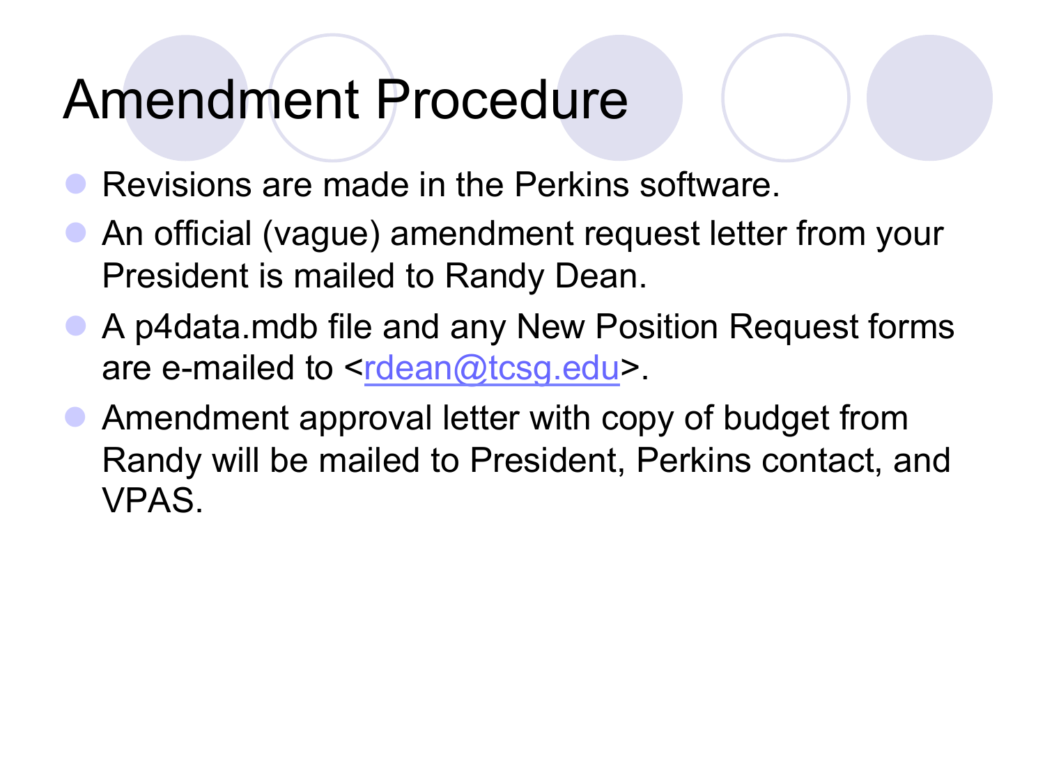# Amendment Procedure

- Revisions are made in the Perkins software.
- An official (vague) amendment request letter from your President is mailed to Randy Dean.
- A p4data.mdb file and any New Position Request forms are e-mailed to <rdean@tcsg.edu>.
- Amendment approval letter with copy of budget from Randy will be mailed to President, Perkins contact, and VPAS.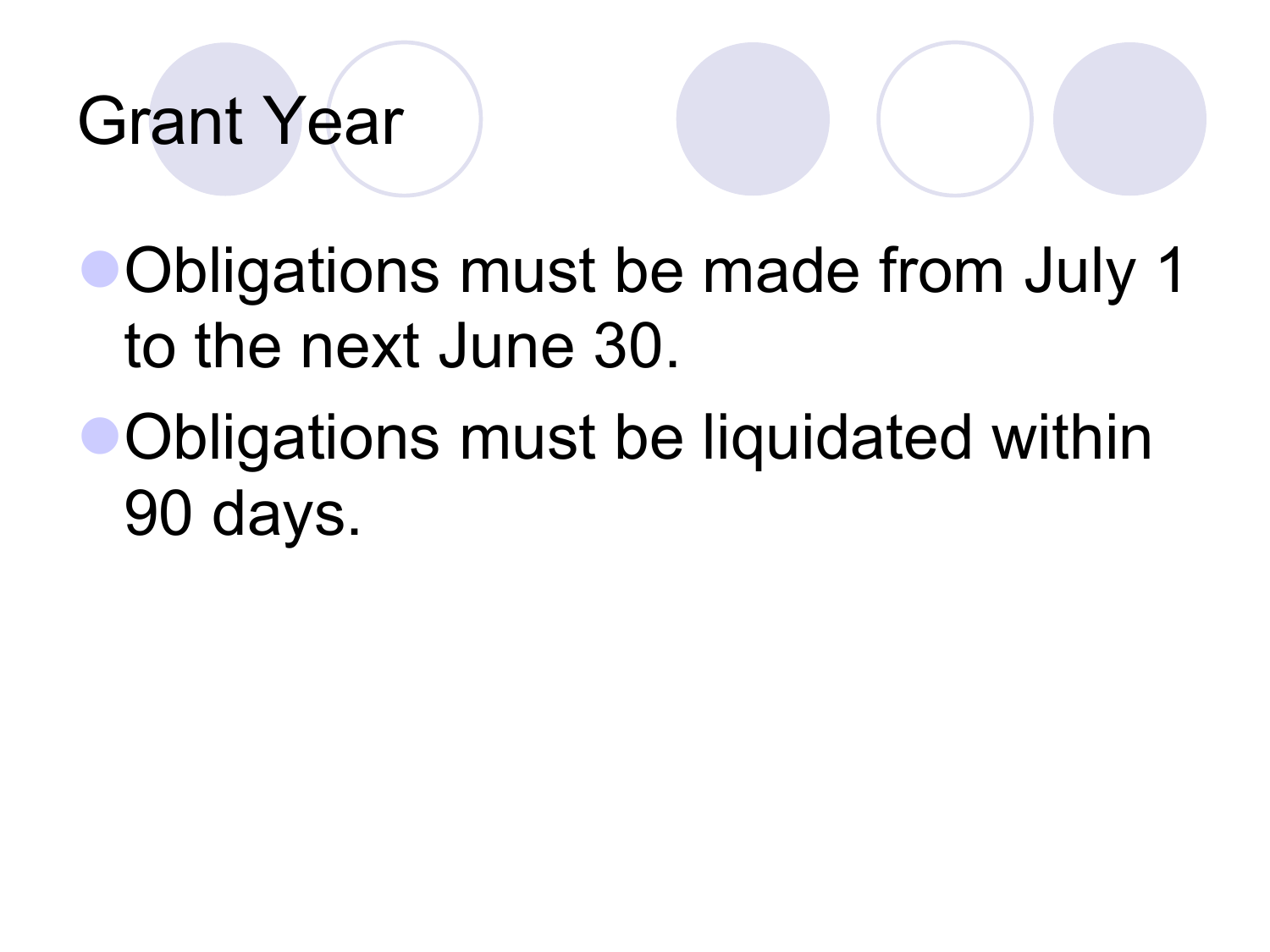# Grant Year

- Obligations must be made from July 1 to the next June 30.
- Obligations must be liquidated within 90 days.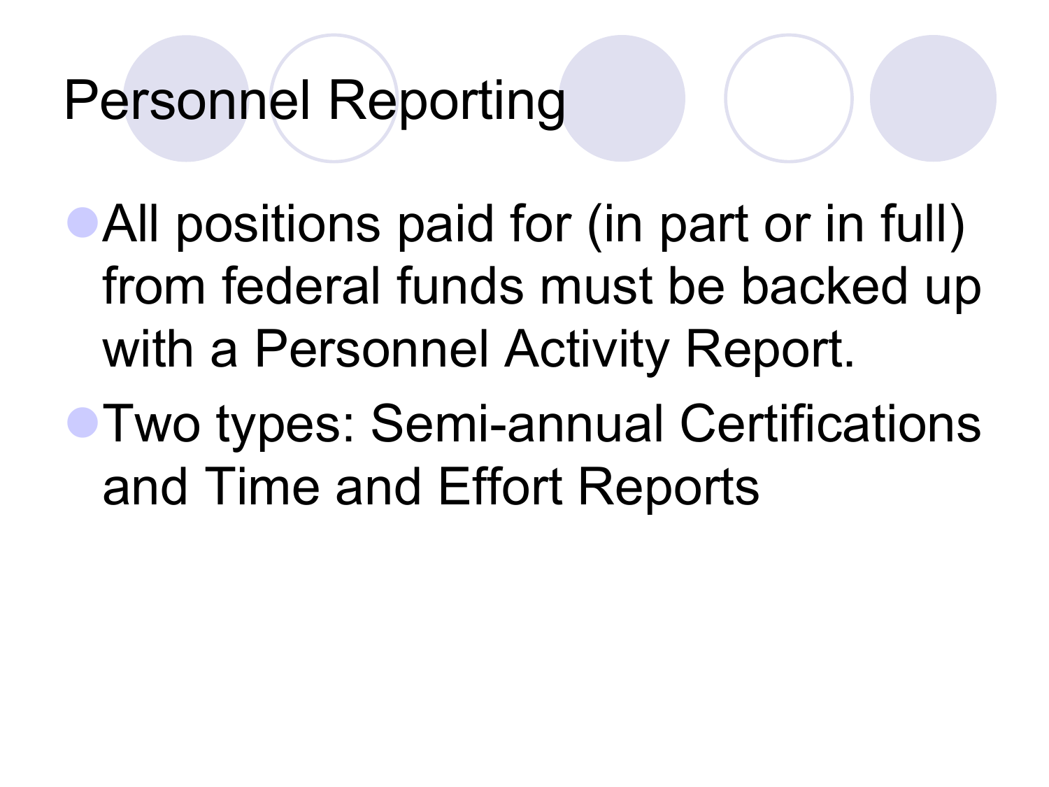# Personnel Reporting

- All positions paid for (in part or in full) from federal funds must be backed up with a Personnel Activity Report.
- Two types: Semi-annual Certifications and Time and Effort Reports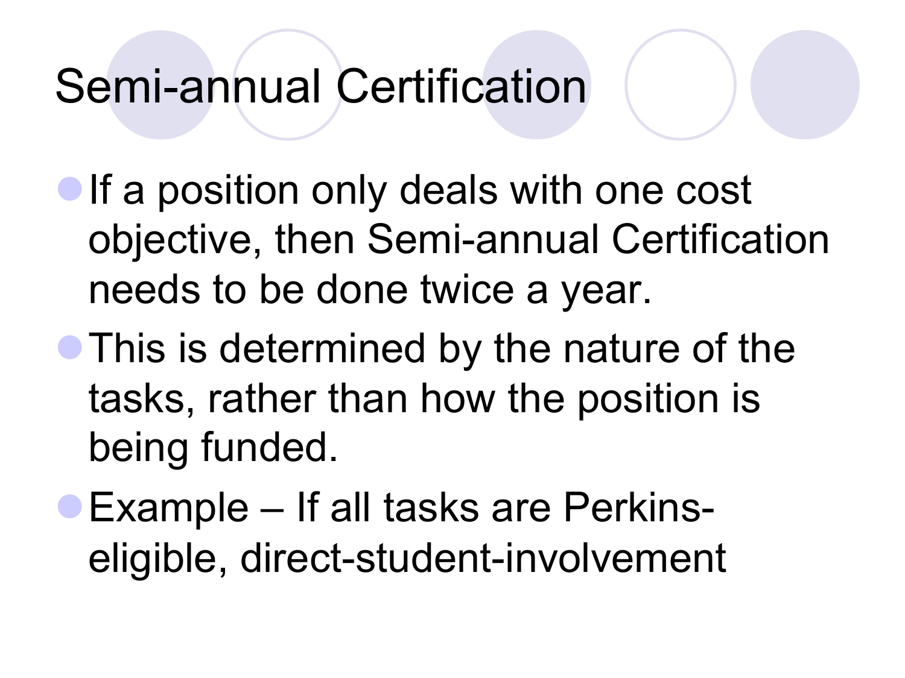# Semi-annual Certification

- If a position only deals with one cost objective, then Semi-annual Certification needs to be done twice a year.
- This is determined by the nature of the tasks, rather than how the position is being funded.
- Example – If all tasks are Perkins-eligible, direct-student-involvement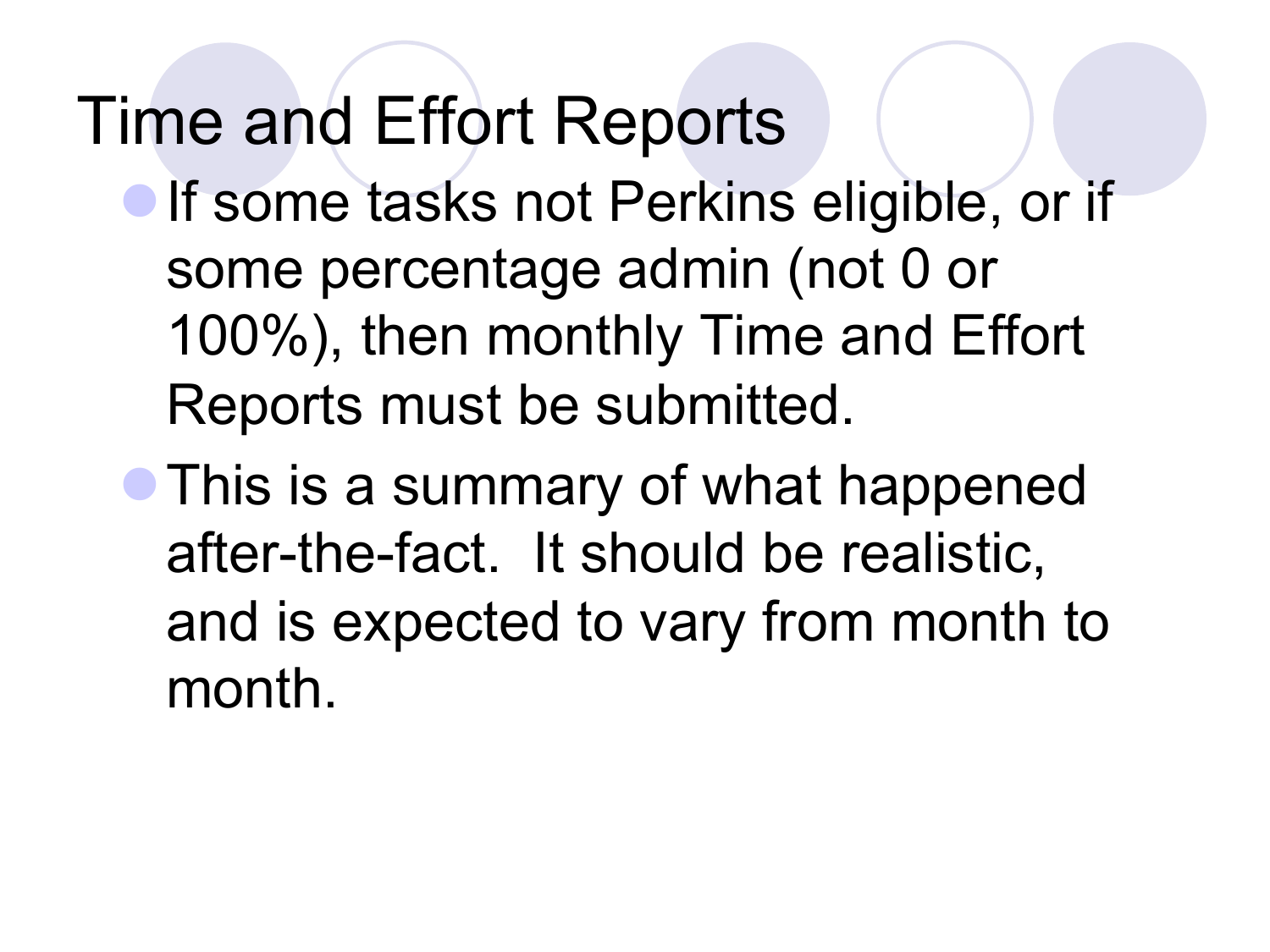# Time and Effort Reports

- If some tasks not Perkins eligible, or if some percentage admin (not 0 or 100%), then monthly Time and Effort Reports must be submitted.
- This is a summary of what happened after-the-fact. It should be realistic, and is expected to vary from month to month.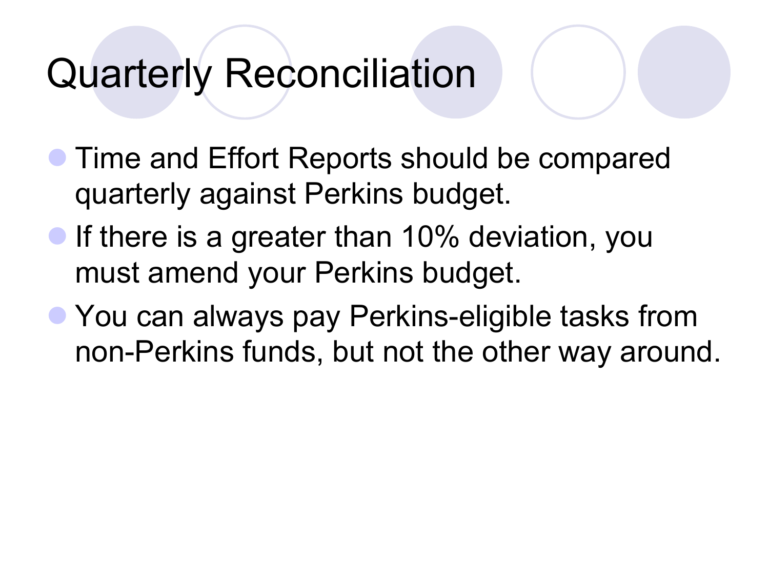# Quarterly Reconciliation

- Time and Effort Reports should be compared quarterly against Perkins budget.
- If there is a greater than 10% deviation, you must amend your Perkins budget.
- You can always pay Perkins-eligible tasks from non-Perkins funds, but not the other way around.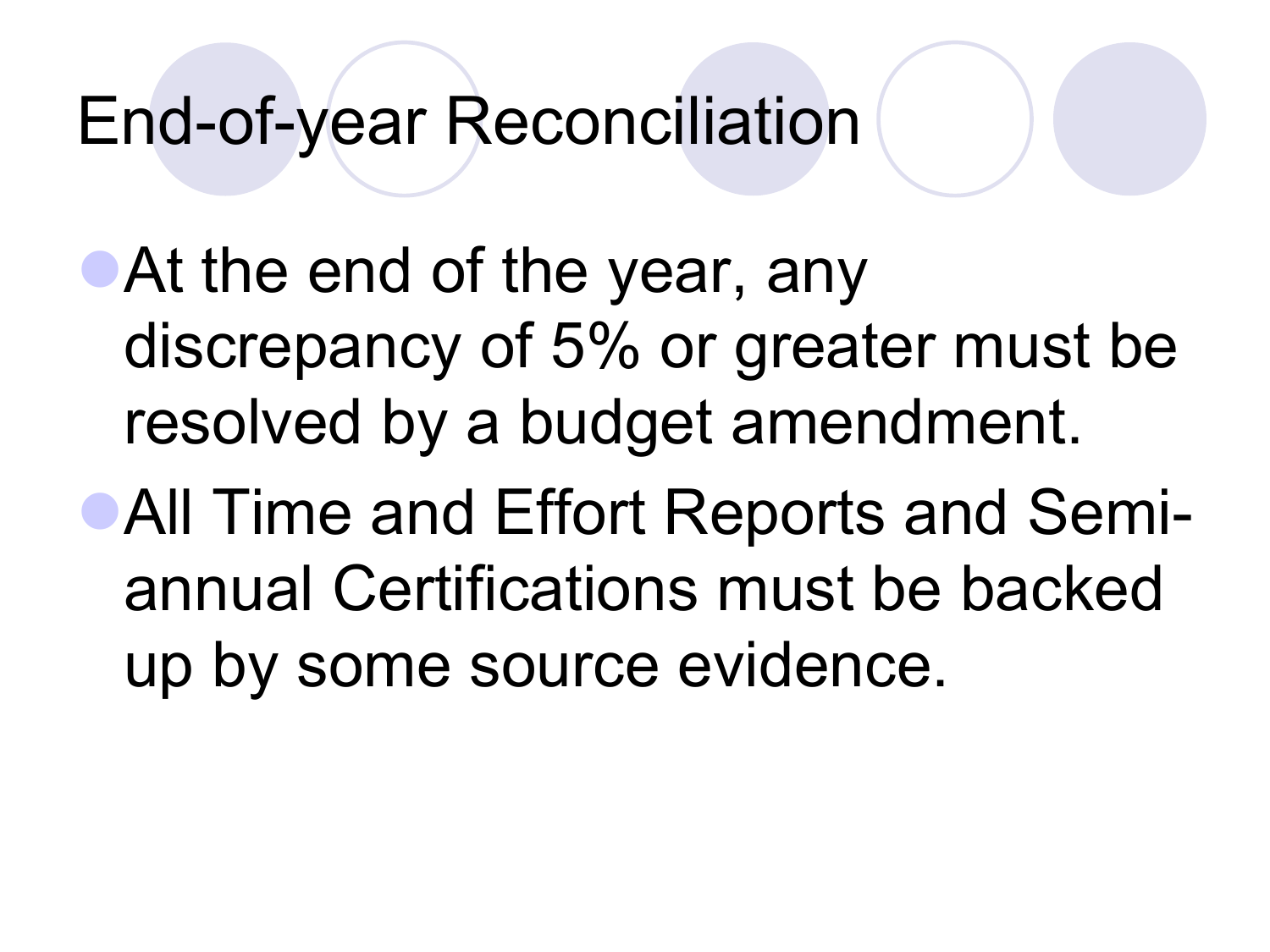# End-of-year Reconciliation

- At the end of the year, any discrepancy of 5% or greater must be resolved by a budget amendment.
- All Time and Effort Reports and Semi-annual Certifications must be backed up by some source evidence.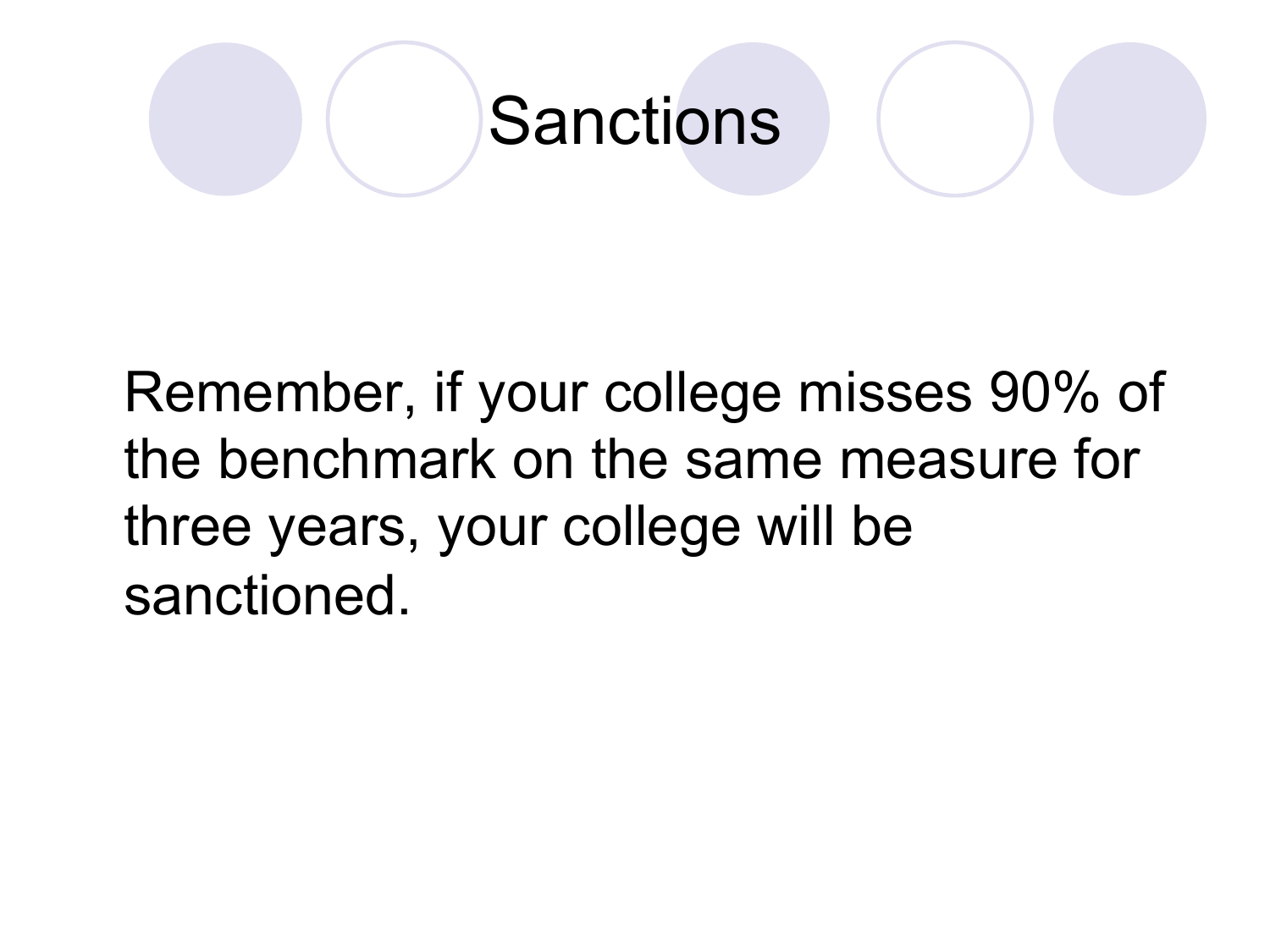# Sanctions

Remember, if your college misses 90% of the benchmark on the same measure for three years, your college will be sanctioned.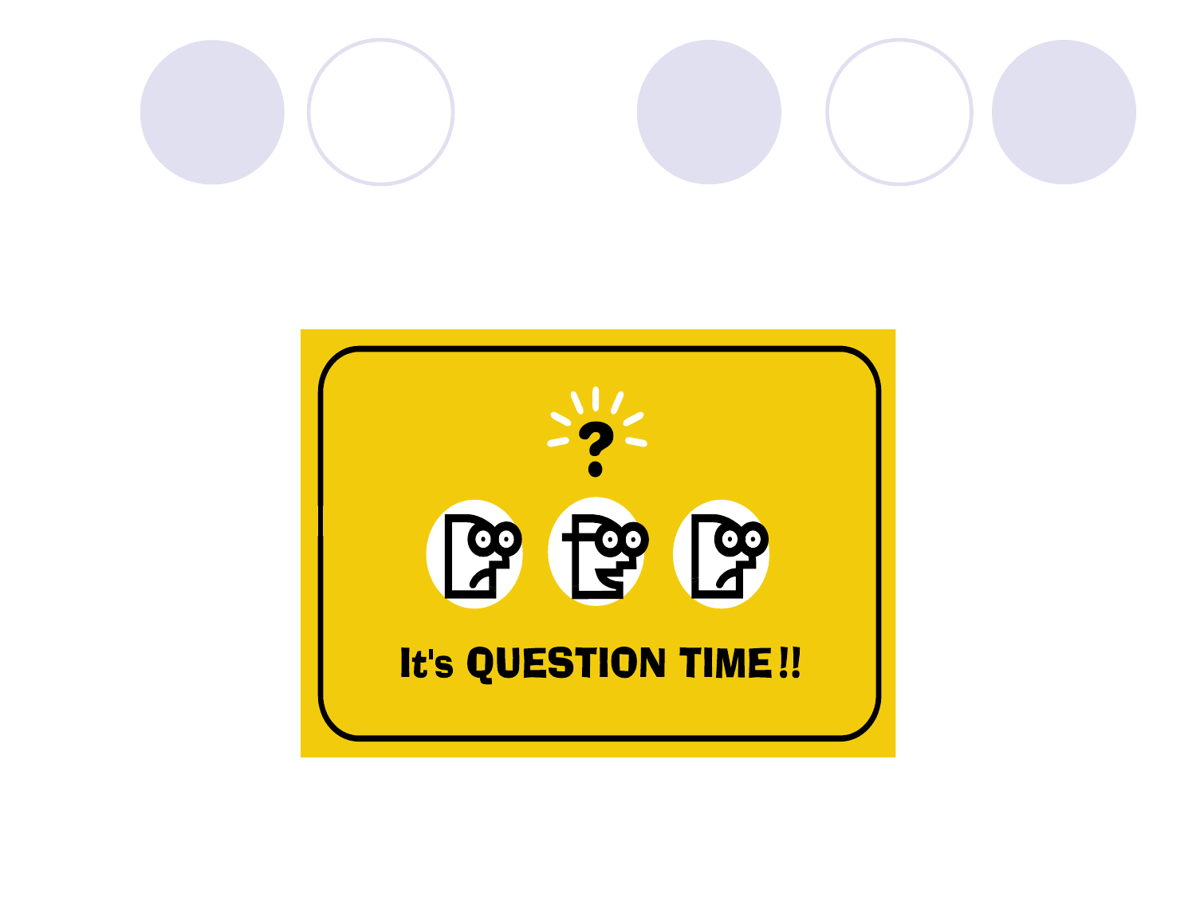It's QUESTION TIME!!